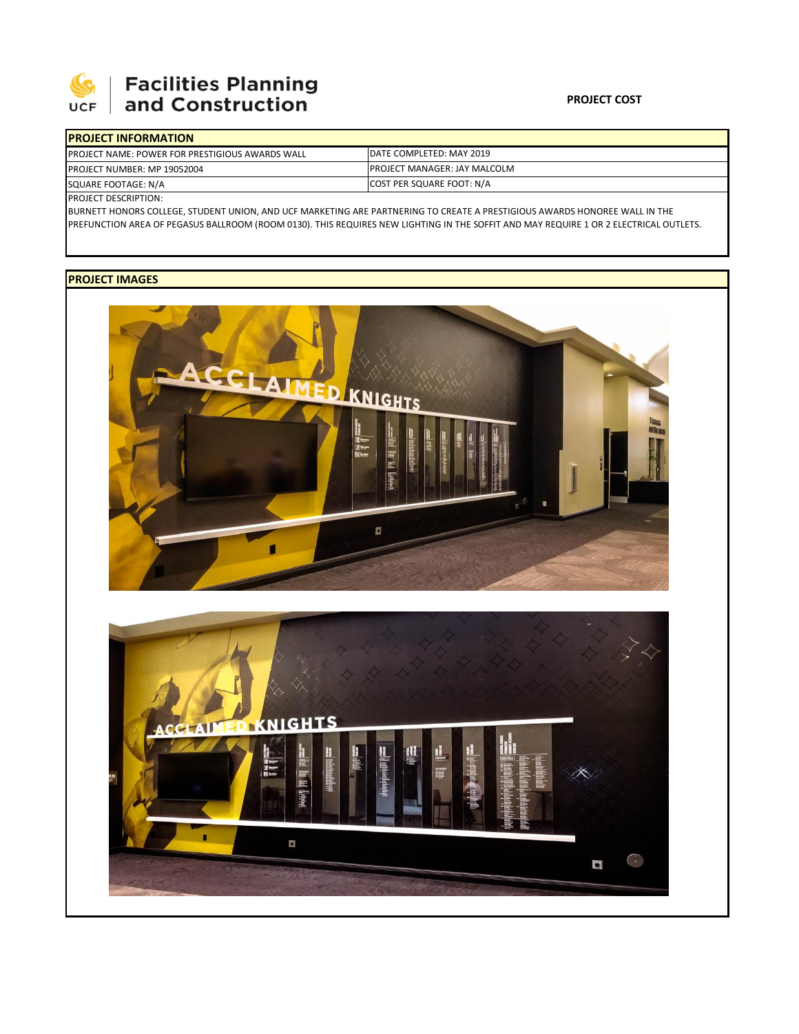**Facilities Planning and Construction**

**PROJECT COST**

| **PROJECT INFORMATION** | |
|---|---|
| PROJECT NAME: POWER FOR PRESTIGIOUS AWARDS WALL | DATE COMPLETED: MAY 2019 |
| PROJECT NUMBER: MP 19052004 | PROJECT MANAGER: JAY MALCOLM |
| SQUARE FOOTAGE: N/A | COST PER SQUARE FOOT: N/A |

PROJECT DESCRIPTION:

BURNETT HONORS COLLEGE, STUDENT UNION, AND UCF MARKETING ARE PARTNERING TO CREATE A PRESTIGIOUS AWARDS HONOREE WALL IN THE PREFUNCTION AREA OF PEGASUS BALLROOM (ROOM 0130). THIS REQUIRES NEW LIGHTING IN THE SOFFIT AND MAY REQUIRE 1 OR 2 ELECTRICAL OUTLETS.

**PROJECT IMAGES**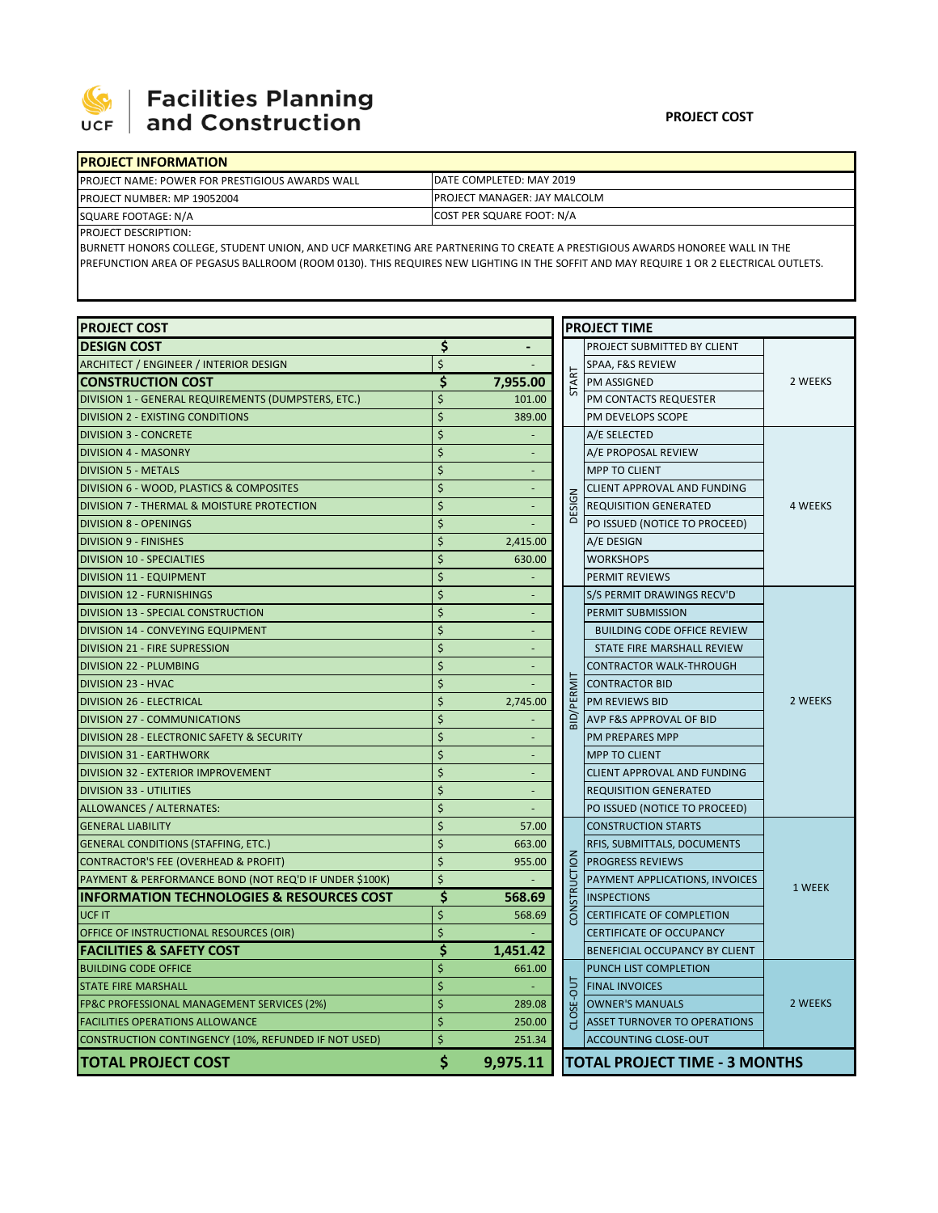UCF Facilities Planning and Construction

**PROJECT COST**

| PROJECT INFORMATION | |
|---|---|
| PROJECT NAME: POWER FOR PRESTIGIOUS AWARDS WALL | DATE COMPLETED: MAY 2019 |
| PROJECT NUMBER: MP 19052004 | PROJECT MANAGER: JAY MALCOLM |
| SQUARE FOOTAGE: N/A | COST PER SQUARE FOOT: N/A |

PROJECT DESCRIPTION:
BURNETT HONORS COLLEGE, STUDENT UNION, AND UCF MARKETING ARE PARTNERING TO CREATE A PRESTIGIOUS AWARDS HONOREE WALL IN THE PREFUNCTION AREA OF PEGASUS BALLROOM (ROOM 0130). THIS REQUIRES NEW LIGHTING IN THE SOFFIT AND MAY REQUIRE 1 OR 2 ELECTRICAL OUTLETS.

| PROJECT COST | | |
|---|---|---|
| **DESIGN COST** | **$** | **-** |
| ARCHITECT / ENGINEER / INTERIOR DESIGN | $ | - |
| **CONSTRUCTION COST** | **$** | **7,955.00** |
| DIVISION 1 - GENERAL REQUIREMENTS (DUMPSTERS, ETC.) | $ | 101.00 |
| DIVISION 2 - EXISTING CONDITIONS | $ | 389.00 |
| DIVISION 3 - CONCRETE | $ | - |
| DIVISION 4 - MASONRY | $ | - |
| DIVISION 5 - METALS | $ | - |
| DIVISION 6 - WOOD, PLASTICS & COMPOSITES | $ | - |
| DIVISION 7 - THERMAL & MOISTURE PROTECTION | $ | - |
| DIVISION 8 - OPENINGS | $ | - |
| DIVISION 9 - FINISHES | $ | 2,415.00 |
| DIVISION 10 - SPECIALTIES | $ | 630.00 |
| DIVISION 11 - EQUIPMENT | $ | - |
| DIVISION 12 - FURNISHINGS | $ | - |
| DIVISION 13 - SPECIAL CONSTRUCTION | $ | - |
| DIVISION 14 - CONVEYING EQUIPMENT | $ | - |
| DIVISION 21 - FIRE SUPRESSION | $ | - |
| DIVISION 22 - PLUMBING | $ | - |
| DIVISION 23 - HVAC | $ | - |
| DIVISION 26 - ELECTRICAL | $ | 2,745.00 |
| DIVISION 27 - COMMUNICATIONS | $ | - |
| DIVISION 28 - ELECTRONIC SAFETY & SECURITY | $ | - |
| DIVISION 31 - EARTHWORK | $ | - |
| DIVISION 32 - EXTERIOR IMPROVEMENT | $ | - |
| DIVISION 33 - UTILITIES | $ | - |
| ALLOWANCES / ALTERNATES: | $ | - |
| GENERAL LIABILITY | $ | 57.00 |
| GENERAL CONDITIONS (STAFFING, ETC.) | $ | 663.00 |
| CONTRACTOR'S FEE (OVERHEAD & PROFIT) | $ | 955.00 |
| PAYMENT & PERFORMANCE BOND (NOT REQ'D IF UNDER $100K) | $ | - |
| **INFORMATION TECHNOLOGIES & RESOURCES COST** | **$** | **568.69** |
| UCF IT | $ | 568.69 |
| OFFICE OF INSTRUCTIONAL RESOURCES (OIR) | $ | - |
| **FACILITIES & SAFETY COST** | **$** | **1,451.42** |
| BUILDING CODE OFFICE | $ | 661.00 |
| STATE FIRE MARSHALL | $ | - |
| FP&C PROFESSIONAL MANAGEMENT SERVICES (2%) | $ | 289.08 |
| FACILITIES OPERATIONS ALLOWANCE | $ | 250.00 |
| CONSTRUCTION CONTINGENCY (10%, REFUNDED IF NOT USED) | $ | 251.34 |
| **TOTAL PROJECT COST** | **$** | **9,975.11** |

| PROJECT TIME | | |
|---|---|---|
| START | PROJECT SUBMITTED BY CLIENT | 2 WEEKS |
| | SPAA, F&S REVIEW | |
| | PM ASSIGNED | |
| | PM CONTACTS REQUESTER | |
| | PM DEVELOPS SCOPE | |
| DESIGN | A/E SELECTED | 4 WEEKS |
| | A/E PROPOSAL REVIEW | |
| | MPP TO CLIENT | |
| | CLIENT APPROVAL AND FUNDING | |
| | REQUISITION GENERATED | |
| | PO ISSUED (NOTICE TO PROCEED) | |
| | A/E DESIGN | |
| | WORKSHOPS | |
| | PERMIT REVIEWS | |
| BID/PERMIT | S/S PERMIT DRAWINGS RECV'D | 2 WEEKS |
| | PERMIT SUBMISSION | |
| | BUILDING CODE OFFICE REVIEW | |
| | STATE FIRE MARSHALL REVIEW | |
| | CONTRACTOR WALK-THROUGH | |
| | CONTRACTOR BID | |
| | PM REVIEWS BID | |
| | AVP F&S APPROVAL OF BID | |
| | PM PREPARES MPP | |
| | MPP TO CLIENT | |
| | CLIENT APPROVAL AND FUNDING | |
| | REQUISITION GENERATED | |
| | PO ISSUED (NOTICE TO PROCEED) | |
| CONSTRUCTION | CONSTRUCTION STARTS | 1 WEEK |
| | RFIS, SUBMITTALS, DOCUMENTS | |
| | PROGRESS REVIEWS | |
| | PAYMENT APPLICATIONS, INVOICES | |
| | INSPECTIONS | |
| | CERTIFICATE OF COMPLETION | |
| | CERTIFICATE OF OCCUPANCY | |
| | BENEFICIAL OCCUPANCY BY CLIENT | |
| CLOSE-OUT | PUNCH LIST COMPLETION | 2 WEEKS |
| | FINAL INVOICES | |
| | OWNER'S MANUALS | |
| | ASSET TURNOVER TO OPERATIONS | |
| | ACCOUNTING CLOSE-OUT | |
| **TOTAL PROJECT TIME - 3 MONTHS** | | |